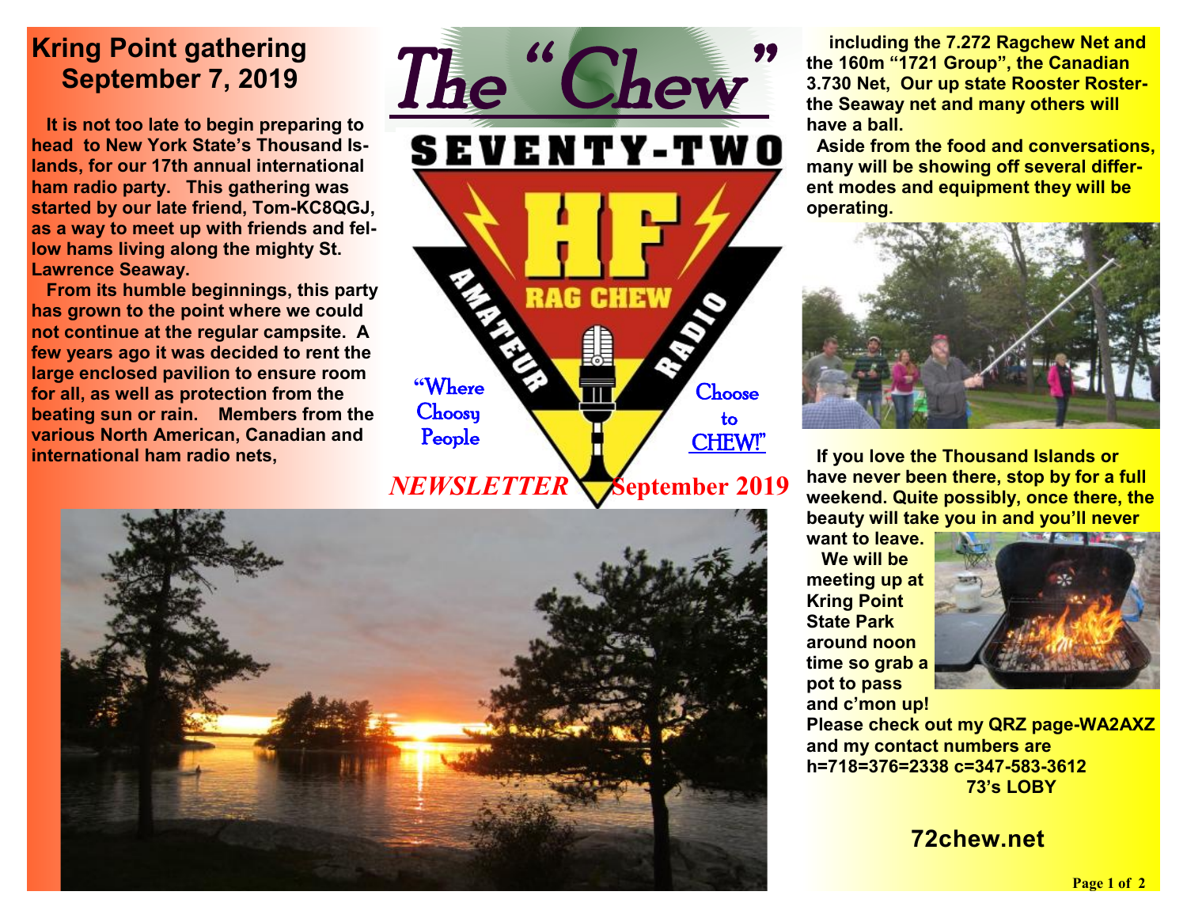# The "Chew"

SEVENTY-TWO HF RAG CHEW AMATEUR RADIO

"Where Choosy People Choose to CHEW!"

*NEWSLETTER* September 2019

## Kring Point gathering September 7, 2019

It is not too late to begin preparing to head to New York State's Thousand Islands, for our 17th annual international ham radio party. This gathering was started by our late friend, Tom-KC8QGJ, as a way to meet up with friends and fellow hams living along the mighty St. Lawrence Seaway.

From its humble beginnings, this party has grown to the point where we could not continue at the regular campsite. A few years ago it was decided to rent the large enclosed pavilion to ensure room for all, as well as protection from the beating sun or rain. Members from the various North American, Canadian and international ham radio nets, including the 7.272 Ragchew Net and the 160m "1721 Group", the Canadian 3.730 Net, Our up state Rooster Roster- the Seaway net and many others will have a ball.

Aside from the food and conversations, many will be showing off several different modes and equipment they will be operating.

If you love the Thousand Islands or have never been there, stop by for a full weekend. Quite possibly, once there, the beauty will take you in and you'll never want to leave.

We will be meeting up at Kring Point State Park around noon time so grab a pot to pass and c'mon up!

Please check out my QRZ page-WA2AXZ and my contact numbers are h=718=376=2338 c=347-583-3612

73's LOBY

**72chew.net**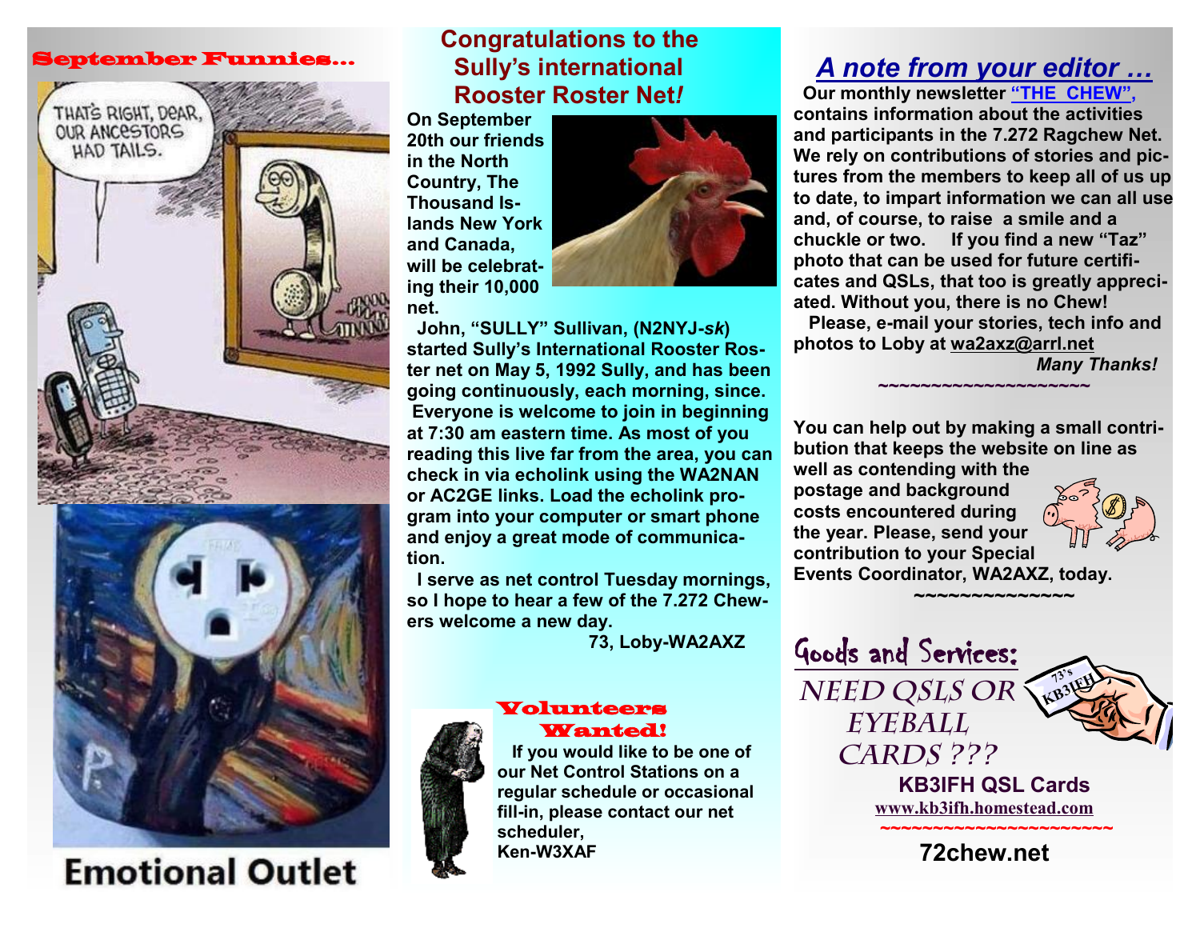## September Funnies…

Emotional Outlet

## Congratulations to the Sully's international Rooster Roster Net!

**On September 20th our friends in the North Country, The Thousand Islands New York and Canada, will be celebrating their 10,000 net.**

**John, "SULLY" Sullivan, (N2NYJ-*sk*) started Sully's International Rooster Roster net on May 5, 1992 Sully, and has been going continuously, each morning, since. Everyone is welcome to join in beginning at 7:30 am eastern time. As most of you reading this live far from the area, you can check in via echolink using the WA2NAN or AC2GE links. Load the echolink program into your computer or smart phone and enjoy a great mode of communication.**

**I serve as net control Tuesday mornings, so I hope to hear a few of the 7.272 Chewers welcome a new day.**

**73, Loby-WA2AXZ**

## Volunteers Wanted!

**If you would like to be one of our Net Control Stations on a regular schedule or occasional fill-in, please contact our net scheduler, Ken-W3XAF**

## *A note from your editor …*

**Our monthly newsletter "THE CHEW", contains information about the activities and participants in the 7.272 Ragchew Net. We rely on contributions of stories and pictures from the members to keep all of us up to date, to impart information we can all use and, of course, to raise a smile and a chuckle or two. If you find a new "Taz" photo that can be used for future certificates and QSLs, that too is greatly appreciated. Without you, there is no Chew!**

**Please, e-mail your stories, tech info and photos to Loby at wa2axz@arrl.net**

***Many Thanks!***

~~~~~~~~~~~~~~~~~~~~

**You can help out by making a small contribution that keeps the website on line as well as contending with the postage and background costs encountered during the year. Please, send your contribution to your Special Events Coordinator, WA2AXZ, today.**

~~~~~~~~~~~~~~

## Goods and Services:

NEED QSLS OR EYEBALL CARDS ???

**KB3IFH QSL Cards**

**www.kb3ifh.homestead.com**

~~~~~~~~~~~~~~~~~~~~~~

**72chew.net**